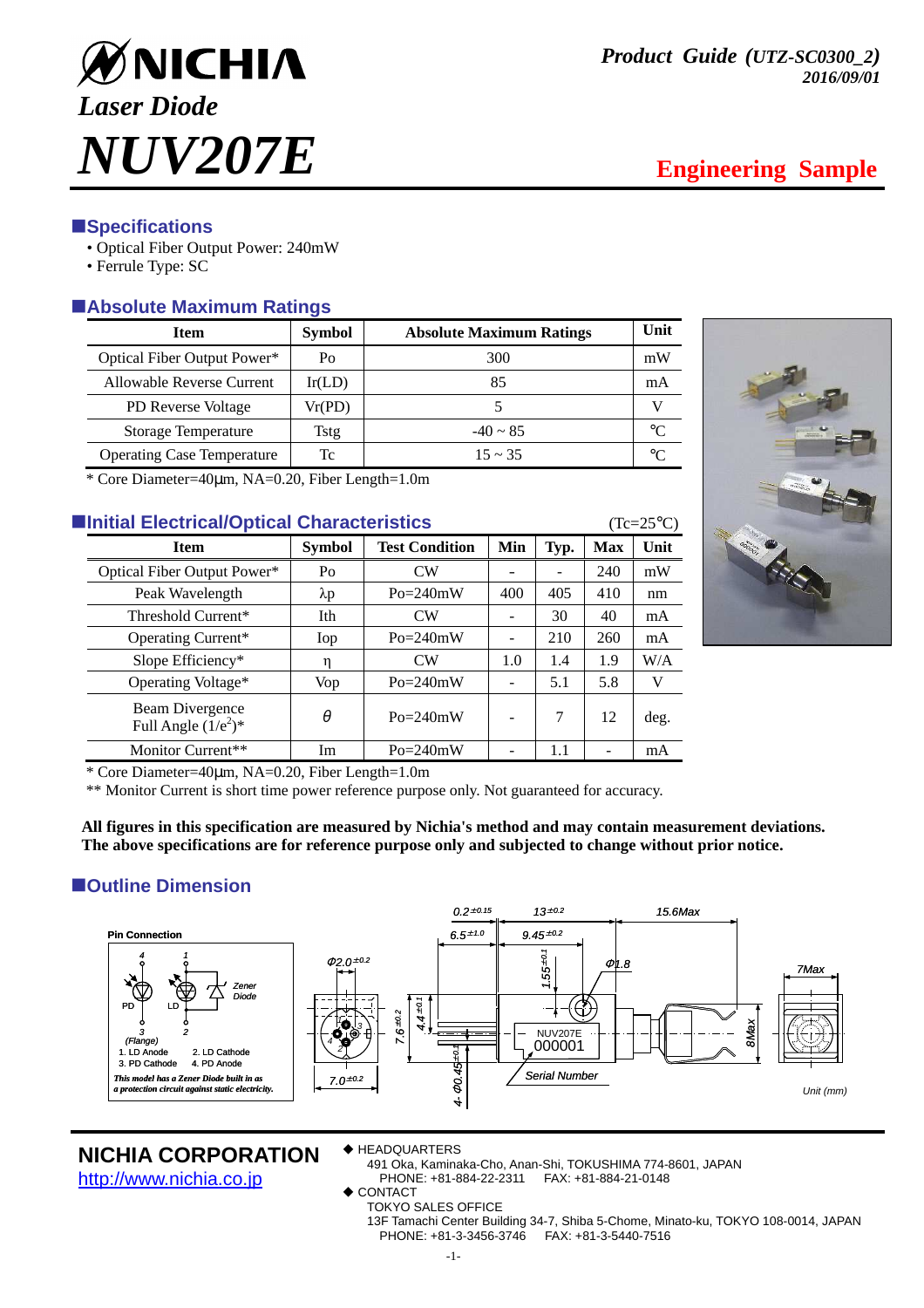# NICHIA

*Laser Diode*

# *NUV207E*

***Product Guide** (UTZ-SC0300_2)*
*2016/09/01*

**Engineering Sample**

## Specifications

- Optical Fiber Output Power: 240mW
- Ferrule Type: SC

## Absolute Maximum Ratings

| Item | Symbol | Absolute Maximum Ratings | Unit |
|---|---|---|---|
| Optical Fiber Output Power* | Po | 300 | mW |
| Allowable Reverse Current | Ir(LD) | 85 | mA |
| PD Reverse Voltage | Vr(PD) | 5 | V |
| Storage Temperature | Tstg | -40 ~ 85 | ℃ |
| Operating Case Temperature | Tc | 15 ~ 35 | ℃ |

\* Core Diameter=40μm, NA=0.20, Fiber Length=1.0m

## Initial Electrical/Optical Characteristics

(Tc=25℃)

| Item | Symbol | Test Condition | Min | Typ. | Max | Unit |
|---|---|---|---|---|---|---|
| Optical Fiber Output Power* | Po | CW | - | - | 240 | mW |
| Peak Wavelength | λp | Po=240mW | 400 | 405 | 410 | nm |
| Threshold Current* | Ith | CW | - | 30 | 40 | mA |
| Operating Current* | Iop | Po=240mW | - | 210 | 260 | mA |
| Slope Efficiency* | η | CW | 1.0 | 1.4 | 1.9 | W/A |
| Operating Voltage* | Vop | Po=240mW | - | 5.1 | 5.8 | V |
| Beam Divergence Full Angle ($1/e^2$)* | θ | Po=240mW | - | 7 | 12 | deg. |
| Monitor Current** | Im | Po=240mW | - | 1.1 | - | mA |

\* Core Diameter=40μm, NA=0.20, Fiber Length=1.0m
\** Monitor Current is short time power reference purpose only. Not guaranteed for accuracy.

**All figures in this specification are measured by Nichia's method and may contain measurement deviations. The above specifications are for reference purpose only and subjected to change without prior notice.**

## Outline Dimension

**Pin Connection**

1. LD Anode
2. LD Cathode
3. PD Cathode
4. PD Anode

*This model has a Zener Diode built in as a protection circuit against static electricity.*

Dimensions: $0.2^{\pm0.15}$, $6.5^{\pm1.0}$, $13^{\pm0.2}$, $9.45^{\pm0.2}$, 15.6Max, $Φ2.0^{\pm0.2}$, $1.55^{\pm0.1}$, Φ1.8, 7Max, $7.6^{\pm0.2}$, $4.4^{\pm0.1}$, 8Max, 4-$Φ0.45^{\pm0.1}$, $7.0^{\pm0.2}$

NUV207E 000001 — Serial Number

Unit (mm)

**NICHIA CORPORATION**
http://www.nichia.co.jp

◆ HEADQUARTERS
491 Oka, Kaminaka-Cho, Anan-Shi, TOKUSHIMA 774-8601, JAPAN
PHONE: +81-884-22-2311 FAX: +81-884-21-0148

◆ CONTACT
TOKYO SALES OFFICE
13F Tamachi Center Building 34-7, Shiba 5-Chome, Minato-ku, TOKYO 108-0014, JAPAN
PHONE: +81-3-3456-3746 FAX: +81-3-5440-7516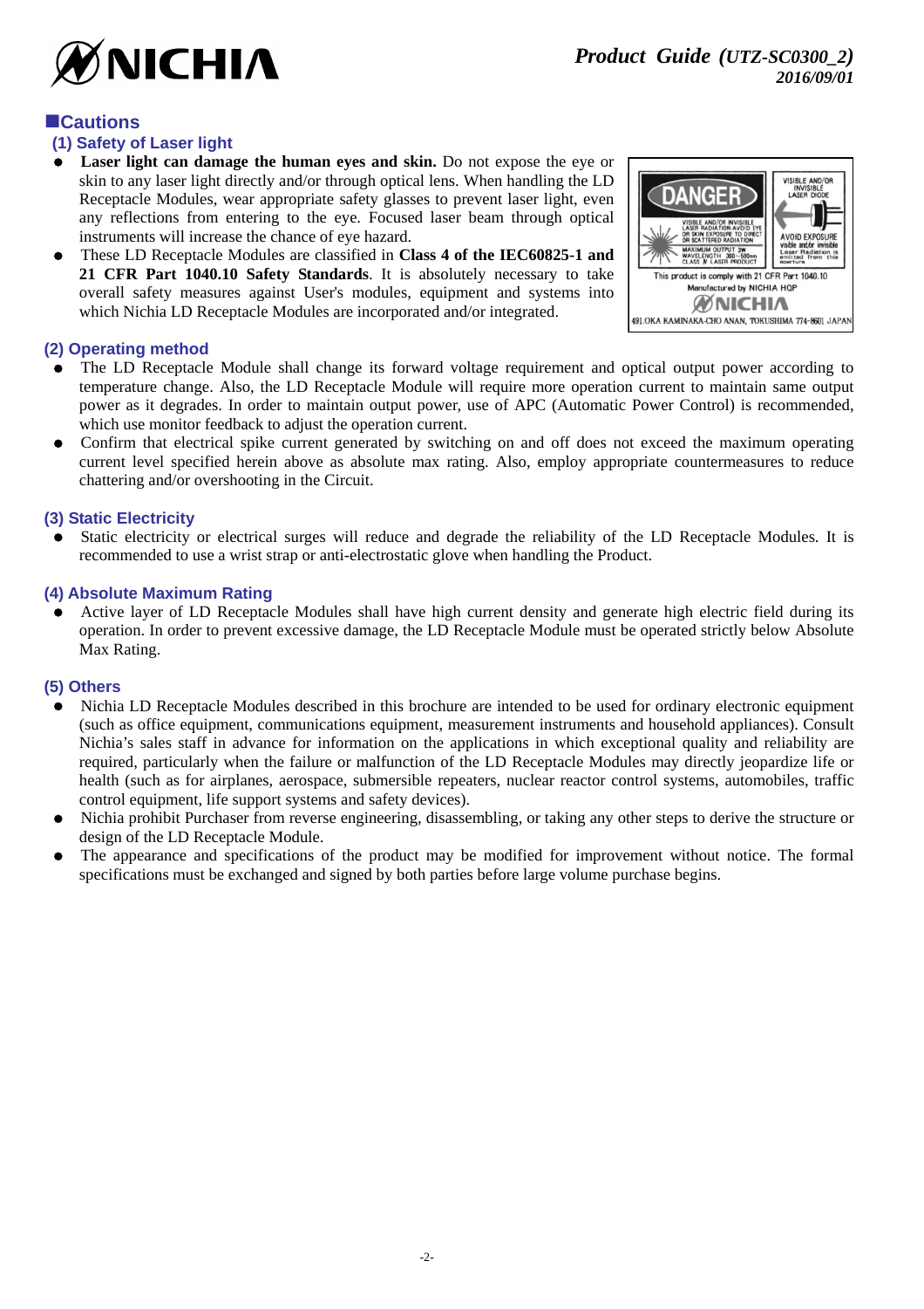## ■Cautions

### (1) Safety of Laser light

- **Laser light can damage the human eyes and skin.** Do not expose the eye or skin to any laser light directly and/or through optical lens. When handling the LD Receptacle Modules, wear appropriate safety glasses to prevent laser light, even any reflections from entering to the eye. Focused laser beam through optical instruments will increase the chance of eye hazard.
- These LD Receptacle Modules are classified in **Class 4 of the IEC60825-1 and 21 CFR Part 1040.10 Safety Standards**. It is absolutely necessary to take overall safety measures against User's modules, equipment and systems into which Nichia LD Receptacle Modules are incorporated and/or integrated.

DANGER
VISIBLE AND/OR INVISIBLE LASER RADIATION-AVOID EYE OR SKIN EXPOSURE TO DIRECT OR SCATTERED RADIATION
MAXIMUM OUTPUT 3W
WAVELENGTH 360~500nm
CLASS Ⅳ LASER PRODUCT
VISIBLE AND/OR INVISIBLE LASER DIODE
AVOID EXPOSURE visible and/or invisible Laser Radiation is emitted from this aperture
This product is comply with 21 CFR Part 1040.10
Manufactured by NICHIA HQP
NICHIA
491 OKA KAMINAKA-CHO ANAN, TOKUSHIMA 774-8601 JAPAN

### (2) Operating method

- The LD Receptacle Module shall change its forward voltage requirement and optical output power according to temperature change. Also, the LD Receptacle Module will require more operation current to maintain same output power as it degrades. In order to maintain output power, use of APC (Automatic Power Control) is recommended, which use monitor feedback to adjust the operation current.
- Confirm that electrical spike current generated by switching on and off does not exceed the maximum operating current level specified herein above as absolute max rating. Also, employ appropriate countermeasures to reduce chattering and/or overshooting in the Circuit.

### (3) Static Electricity

- Static electricity or electrical surges will reduce and degrade the reliability of the LD Receptacle Modules. It is recommended to use a wrist strap or anti-electrostatic glove when handling the Product.

### (4) Absolute Maximum Rating

- Active layer of LD Receptacle Modules shall have high current density and generate high electric field during its operation. In order to prevent excessive damage, the LD Receptacle Module must be operated strictly below Absolute Max Rating.

### (5) Others

- Nichia LD Receptacle Modules described in this brochure are intended to be used for ordinary electronic equipment (such as office equipment, communications equipment, measurement instruments and household appliances). Consult Nichia's sales staff in advance for information on the applications in which exceptional quality and reliability are required, particularly when the failure or malfunction of the LD Receptacle Modules may directly jeopardize life or health (such as for airplanes, aerospace, submersible repeaters, nuclear reactor control systems, automobiles, traffic control equipment, life support systems and safety devices).
- Nichia prohibit Purchaser from reverse engineering, disassembling, or taking any other steps to derive the structure or design of the LD Receptacle Module.
- The appearance and specifications of the product may be modified for improvement without notice. The formal specifications must be exchanged and signed by both parties before large volume purchase begins.